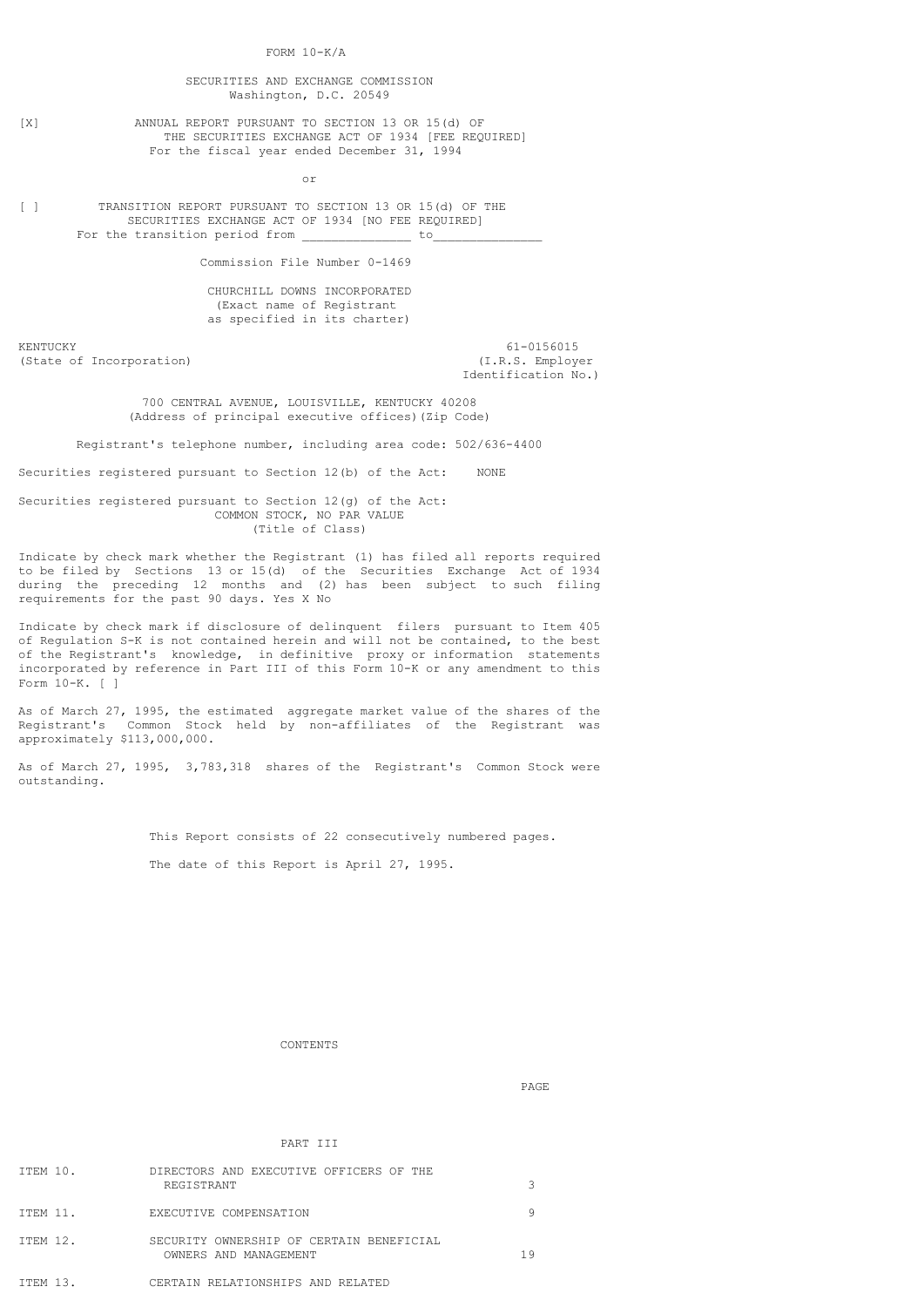FORM 10-K/A

SECURITIES AND EXCHANGE COMMISSION
Washington, D.C. 20549

[X] ANNUAL REPORT PURSUANT TO SECTION 13 OR 15(d) OF THE SECURITIES EXCHANGE ACT OF 1934 [FEE REQUIRED]
For the fiscal year ended December 31, 1994

or

[ ] TRANSITION REPORT PURSUANT TO SECTION 13 OR 15(d) OF THE SECURITIES EXCHANGE ACT OF 1934 [NO FEE REQUIRED]
For the transition period from ______________ to______________

Commission File Number 0-1469

CHURCHILL DOWNS INCORPORATED
(Exact name of Registrant as specified in its charter)

| | |
|---|---|
| KENTUCKY | 61-0156015 |
| (State of Incorporation) | (I.R.S. Employer Identification No.) |

700 CENTRAL AVENUE, LOUISVILLE, KENTUCKY 40208
(Address of principal executive offices)(Zip Code)

Registrant's telephone number, including area code: 502/636-4400

Securities registered pursuant to Section 12(b) of the Act: NONE

Securities registered pursuant to Section 12(g) of the Act:
COMMON STOCK, NO PAR VALUE
(Title of Class)

Indicate by check mark whether the Registrant (1) has filed all reports required to be filed by Sections 13 or 15(d) of the Securities Exchange Act of 1934 during the preceding 12 months and (2) has been subject to such filing requirements for the past 90 days. Yes X No

Indicate by check mark if disclosure of delinquent filers pursuant to Item 405 of Regulation S-K is not contained herein and will not be contained, to the best of the Registrant's knowledge, in definitive proxy or information statements incorporated by reference in Part III of this Form 10-K or any amendment to this Form 10-K. [ ]

As of March 27, 1995, the estimated aggregate market value of the shares of the Registrant's Common Stock held by non-affiliates of the Registrant was approximately $113,000,000.

As of March 27, 1995, 3,783,318 shares of the Registrant's Common Stock were outstanding.

This Report consists of 22 consecutively numbered pages.

The date of this Report is April 27, 1995.

CONTENTS

| | | PAGE |
|---|---|---|
| | PART III | |
| ITEM 10. | DIRECTORS AND EXECUTIVE OFFICERS OF THE REGISTRANT | 3 |
| ITEM 11. | EXECUTIVE COMPENSATION | 9 |
| ITEM 12. | SECURITY OWNERSHIP OF CERTAIN BENEFICIAL OWNERS AND MANAGEMENT | 19 |
| ITEM 13. | CERTAIN RELATIONSHIPS AND RELATED | |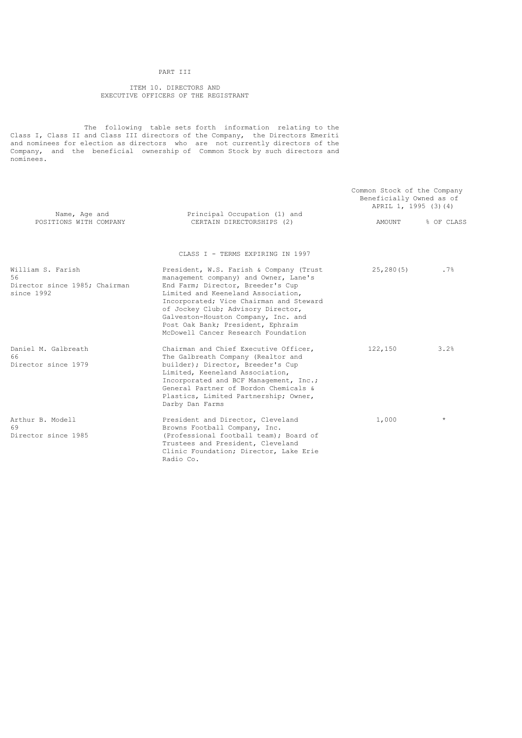# PART III

## ITEM 10. DIRECTORS AND EXECUTIVE OFFICERS OF THE REGISTRANT

The following table sets forth information relating to the Class I, Class II and Class III directors of the Company, the Directors Emeriti and nominees for election as directors who are not currently directors of the Company, and the beneficial ownership of Common Stock by such directors and nominees.

| Name, Age and POSITIONS WITH COMPANY | Principal Occupation (1) and CERTAIN DIRECTORSHIPS (2) | Common Stock of the Company Beneficially Owned as of APRIL 1, 1995 (3)(4) AMOUNT | % OF CLASS |
|---|---|---|---|
| | CLASS I - TERMS EXPIRING IN 1997 | | |
| William S. Farish<br>56<br>Director since 1985; Chairman since 1992 | President, W.S. Farish & Company (Trust management company) and Owner, Lane's End Farm; Director, Breeder's Cup Limited and Keeneland Association, Incorporated; Vice Chairman and Steward of Jockey Club; Advisory Director, Galveston-Houston Company, Inc. and Post Oak Bank; President, Ephraim McDowell Cancer Research Foundation | 25,280(5) | .7% |
| Daniel M. Galbreath<br>66<br>Director since 1979 | Chairman and Chief Executive Officer, The Galbreath Company (Realtor and builder); Director, Breeder's Cup Limited, Keeneland Association, Incorporated and BCF Management, Inc.; General Partner of Bordon Chemicals & Plastics, Limited Partnership; Owner, Darby Dan Farms | 122,150 | 3.2% |
| Arthur B. Modell<br>69<br>Director since 1985 | President and Director, Cleveland Browns Football Company, Inc. (Professional football team); Board of Trustees and President, Cleveland Clinic Foundation; Director, Lake Erie Radio Co. | 1,000 | * |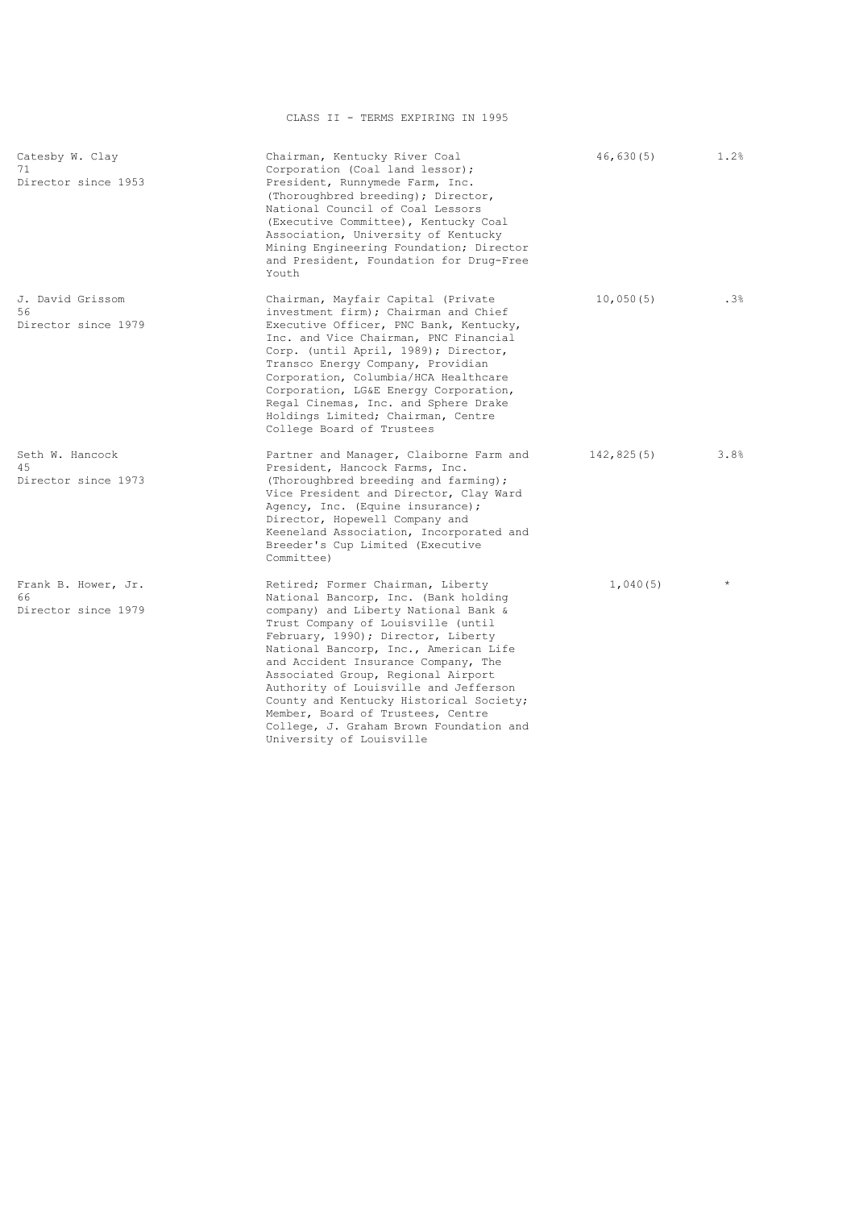CLASS II - TERMS EXPIRING IN 1995

| | | | |
|---|---|---|---|
| Catesby W. Clay<br>71<br>Director since 1953 | Chairman, Kentucky River Coal Corporation (Coal land lessor); President, Runnymede Farm, Inc. (Thoroughbred breeding); Director, National Council of Coal Lessors (Executive Committee), Kentucky Coal Association, University of Kentucky Mining Engineering Foundation; Director and President, Foundation for Drug-Free Youth | 46,630(5) | 1.2% |
| J. David Grissom<br>56<br>Director since 1979 | Chairman, Mayfair Capital (Private investment firm); Chairman and Chief Executive Officer, PNC Bank, Kentucky, Inc. and Vice Chairman, PNC Financial Corp. (until April, 1989); Director, Transco Energy Company, Providian Corporation, Columbia/HCA Healthcare Corporation, LG&E Energy Corporation, Regal Cinemas, Inc. and Sphere Drake Holdings Limited; Chairman, Centre College Board of Trustees | 10,050(5) | .3% |
| Seth W. Hancock<br>45<br>Director since 1973 | Partner and Manager, Claiborne Farm and President, Hancock Farms, Inc. (Thoroughbred breeding and farming); Vice President and Director, Clay Ward Agency, Inc. (Equine insurance); Director, Hopewell Company and Keeneland Association, Incorporated and Breeder's Cup Limited (Executive Committee) | 142,825(5) | 3.8% |
| Frank B. Hower, Jr.<br>66<br>Director since 1979 | Retired; Former Chairman, Liberty National Bancorp, Inc. (Bank holding company) and Liberty National Bank & Trust Company of Louisville (until February, 1990); Director, Liberty National Bancorp, Inc., American Life and Accident Insurance Company, The Associated Group, Regional Airport Authority of Louisville and Jefferson County and Kentucky Historical Society; Member, Board of Trustees, Centre College, J. Graham Brown Foundation and University of Louisville | 1,040(5) | * |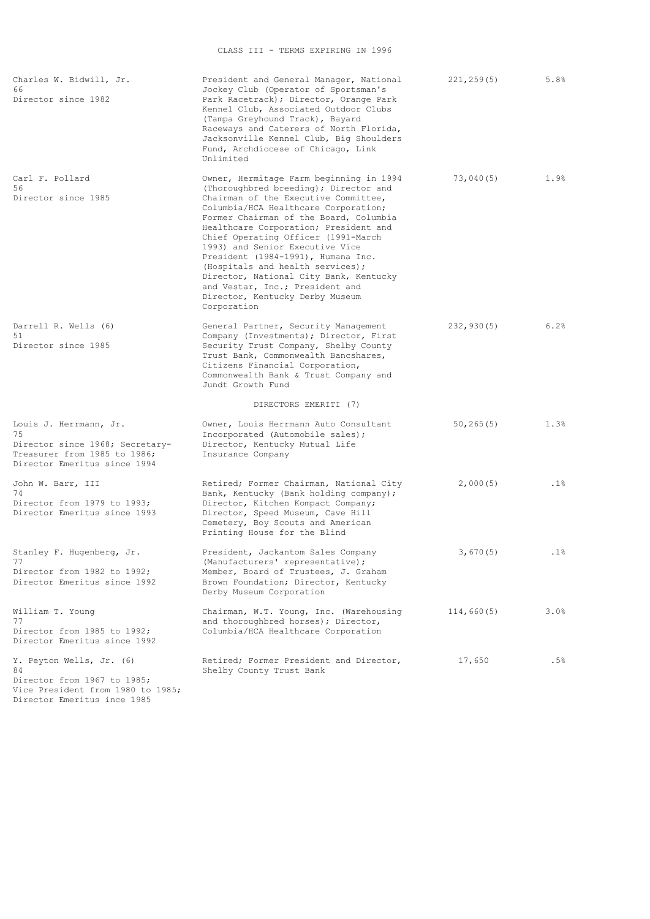## CLASS III - TERMS EXPIRING IN 1996

| | | | |
|---|---|---|---|
| Charles W. Bidwill, Jr.<br>66<br>Director since 1982 | President and General Manager, National Jockey Club (Operator of Sportsman's Park Racetrack); Director, Orange Park Kennel Club, Associated Outdoor Clubs (Tampa Greyhound Track), Bayard Raceways and Caterers of North Florida, Jacksonville Kennel Club, Big Shoulders Fund, Archdiocese of Chicago, Link Unlimited | 221,259(5) | 5.8% |
| Carl F. Pollard<br>56<br>Director since 1985 | Owner, Hermitage Farm beginning in 1994 (Thoroughbred breeding); Director and Chairman of the Executive Committee, Columbia/HCA Healthcare Corporation; Former Chairman of the Board, Columbia Healthcare Corporation; President and Chief Operating Officer (1991-March 1993) and Senior Executive Vice President (1984-1991), Humana Inc. (Hospitals and health services); Director, National City Bank, Kentucky and Vestar, Inc.; President and Director, Kentucky Derby Museum Corporation | 73,040(5) | 1.9% |
| Darrell R. Wells (6)<br>51<br>Director since 1985 | General Partner, Security Management Company (Investments); Director, First Security Trust Company, Shelby County Trust Bank, Commonwealth Bancshares, Citizens Financial Corporation, Commonwealth Bank & Trust Company and Jundt Growth Fund | 232,930(5) | 6.2% |
| | DIRECTORS EMERITI (7) | | |
| Louis J. Herrmann, Jr.<br>75<br>Director since 1968; Secretary-Treasurer from 1985 to 1986; Director Emeritus since 1994 | Owner, Louis Herrmann Auto Consultant Incorporated (Automobile sales); Director, Kentucky Mutual Life Insurance Company | 50,265(5) | 1.3% |
| John W. Barr, III<br>74<br>Director from 1979 to 1993; Director Emeritus since 1993 | Retired; Former Chairman, National City Bank, Kentucky (Bank holding company); Director, Kitchen Kompact Company; Director, Speed Museum, Cave Hill Cemetery, Boy Scouts and American Printing House for the Blind | 2,000(5) | .1% |
| Stanley F. Hugenberg, Jr.<br>77<br>Director from 1982 to 1992; Director Emeritus since 1992 | President, Jackantom Sales Company (Manufacturers' representative); Member, Board of Trustees, J. Graham Brown Foundation; Director, Kentucky Derby Museum Corporation | 3,670(5) | .1% |
| William T. Young<br>77<br>Director from 1985 to 1992; Director Emeritus since 1992 | Chairman, W.T. Young, Inc. (Warehousing and thoroughbred horses); Director, Columbia/HCA Healthcare Corporation | 114,660(5) | 3.0% |
| Y. Peyton Wells, Jr. (6)<br>84<br>Director from 1967 to 1985; Vice President from 1980 to 1985; Director Emeritus ince 1985 | Retired; Former President and Director, Shelby County Trust Bank | 17,650 | .5% |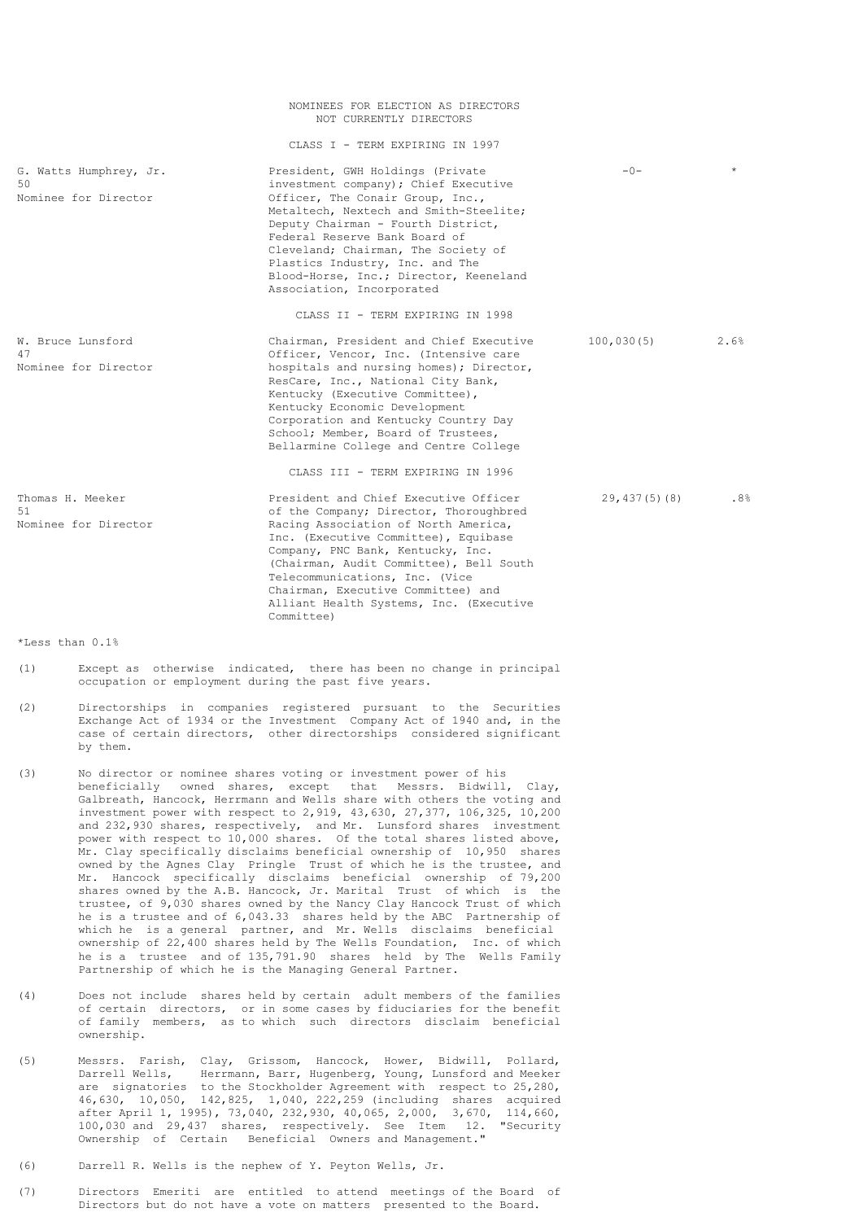NOMINEES FOR ELECTION AS DIRECTORS
NOT CURRENTLY DIRECTORS

CLASS I - TERM EXPIRING IN 1997

| | | | |
|---|---|---|---|
| G. Watts Humphrey, Jr.<br>50<br>Nominee for Director | President, GWH Holdings (Private investment company); Chief Executive Officer, The Conair Group, Inc., Metaltech, Nextech and Smith-Steelite; Deputy Chairman - Fourth District, Federal Reserve Bank Board of Cleveland; Chairman, The Society of Plastics Industry, Inc. and The Blood-Horse, Inc.; Director, Keeneland Association, Incorporated | -0- | * |
| | CLASS II - TERM EXPIRING IN 1998 | | |
| W. Bruce Lunsford<br>47<br>Nominee for Director | Chairman, President and Chief Executive Officer, Vencor, Inc. (Intensive care hospitals and nursing homes); Director, ResCare, Inc., National City Bank, Kentucky (Executive Committee), Kentucky Economic Development Corporation and Kentucky Country Day School; Member, Board of Trustees, Bellarmine College and Centre College | 100,030(5) | 2.6% |
| | CLASS III - TERM EXPIRING IN 1996 | | |
| Thomas H. Meeker<br>51<br>Nominee for Director | President and Chief Executive Officer of the Company; Director, Thoroughbred Racing Association of North America, Inc. (Executive Committee), Equibase Company, PNC Bank, Kentucky, Inc. (Chairman, Audit Committee), Bell South Telecommunications, Inc. (Vice Chairman, Executive Committee) and Alliant Health Systems, Inc. (Executive Committee) | 29,437(5)(8) | .8% |

*Less than 0.1%

(1) Except as otherwise indicated, there has been no change in principal occupation or employment during the past five years.

(2) Directorships in companies registered pursuant to the Securities Exchange Act of 1934 or the Investment Company Act of 1940 and, in the case of certain directors, other directorships considered significant by them.

(3) No director or nominee shares voting or investment power of his beneficially owned shares, except that Messrs. Bidwill, Clay, Galbreath, Hancock, Herrmann and Wells share with others the voting and investment power with respect to 2,919, 43,630, 27,377, 106,325, 10,200 and 232,930 shares, respectively, and Mr. Lunsford shares investment power with respect to 10,000 shares. Of the total shares listed above, Mr. Clay specifically disclaims beneficial ownership of 10,950 shares owned by the Agnes Clay Pringle Trust of which he is the trustee, and Mr. Hancock specifically disclaims beneficial ownership of 79,200 shares owned by the A.B. Hancock, Jr. Marital Trust of which is the trustee, of 9,030 shares owned by the Nancy Clay Hancock Trust of which he is a trustee and of 6,043.33 shares held by the ABC Partnership of which he is a general partner, and Mr. Wells disclaims beneficial ownership of 22,400 shares held by The Wells Foundation, Inc. of which he is a trustee and of 135,791.90 shares held by The Wells Family Partnership of which he is the Managing General Partner.

(4) Does not include shares held by certain adult members of the families of certain directors, or in some cases by fiduciaries for the benefit of family members, as to which such directors disclaim beneficial ownership.

(5) Messrs. Farish, Clay, Grissom, Hancock, Hower, Bidwill, Pollard, Darrell Wells, Herrmann, Barr, Hugenberg, Young, Lunsford and Meeker are signatories to the Stockholder Agreement with respect to 25,280, 46,630, 10,050, 142,825, 1,040, 222,259 (including shares acquired after April 1, 1995), 73,040, 232,930, 40,065, 2,000, 3,670, 114,660, 100,030 and 29,437 shares, respectively. See Item 12. "Security Ownership of Certain Beneficial Owners and Management."

(6) Darrell R. Wells is the nephew of Y. Peyton Wells, Jr.

(7) Directors Emeriti are entitled to attend meetings of the Board of Directors but do not have a vote on matters presented to the Board.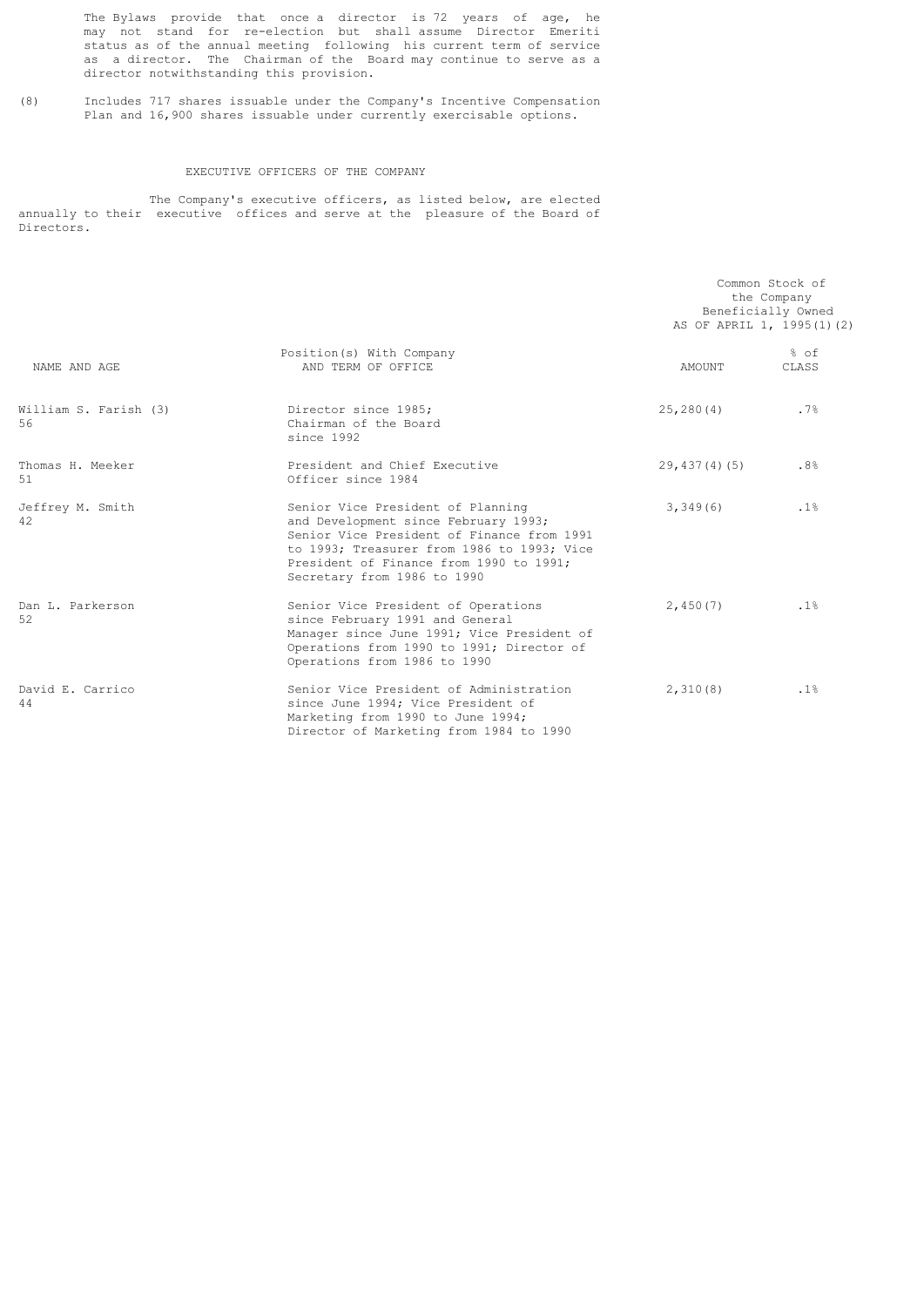The Bylaws provide that once a director is 72 years of age, he may not stand for re-election but shall assume Director Emeriti status as of the annual meeting following his current term of service as a director. The Chairman of the Board may continue to serve as a director notwithstanding this provision.

(8) Includes 717 shares issuable under the Company's Incentive Compensation Plan and 16,900 shares issuable under currently exercisable options.

## EXECUTIVE OFFICERS OF THE COMPANY

The Company's executive officers, as listed below, are elected annually to their executive offices and serve at the pleasure of the Board of Directors.

| NAME AND AGE | Position(s) With Company AND TERM OF OFFICE | Common Stock of the Company Beneficially Owned AS OF APRIL 1, 1995(1)(2) | |
|---|---|---|---|
| | | AMOUNT | % of CLASS |
| William S. Farish (3) 56 | Director since 1985; Chairman of the Board since 1992 | 25,280(4) | .7% |
| Thomas H. Meeker 51 | President and Chief Executive Officer since 1984 | 29,437(4)(5) | .8% |
| Jeffrey M. Smith 42 | Senior Vice President of Planning and Development since February 1993; Senior Vice President of Finance from 1991 to 1993; Treasurer from 1986 to 1993; Vice President of Finance from 1990 to 1991; Secretary from 1986 to 1990 | 3,349(6) | .1% |
| Dan L. Parkerson 52 | Senior Vice President of Operations since February 1991 and General Manager since June 1991; Vice President of Operations from 1990 to 1991; Director of Operations from 1986 to 1990 | 2,450(7) | .1% |
| David E. Carrico 44 | Senior Vice President of Administration since June 1994; Vice President of Marketing from 1990 to June 1994; Director of Marketing from 1984 to 1990 | 2,310(8) | .1% |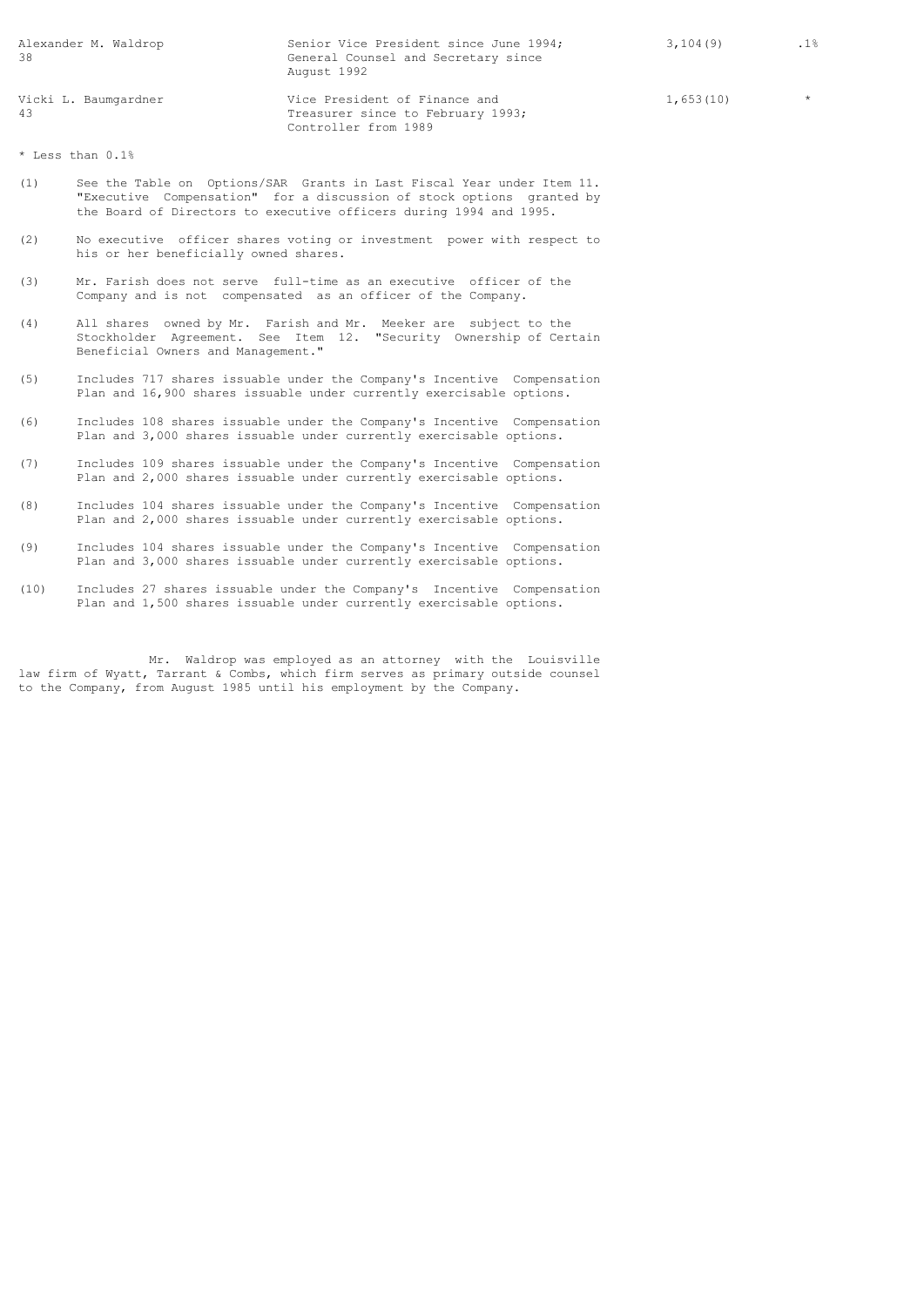| | | | |
|---|---|---|---|
| Alexander M. Waldrop<br>38 | Senior Vice President since June 1994; General Counsel and Secretary since August 1992 | 3,104(9) | .1% |
| Vicki L. Baumgardner<br>43 | Vice President of Finance and Treasurer since to February 1993; Controller from 1989 | 1,653(10) | * |

\* Less than 0.1%

(1) See the Table on Options/SAR Grants in Last Fiscal Year under Item 11. "Executive Compensation" for a discussion of stock options granted by the Board of Directors to executive officers during 1994 and 1995.

(2) No executive officer shares voting or investment power with respect to his or her beneficially owned shares.

(3) Mr. Farish does not serve full-time as an executive officer of the Company and is not compensated as an officer of the Company.

(4) All shares owned by Mr. Farish and Mr. Meeker are subject to the Stockholder Agreement. See Item 12. "Security Ownership of Certain Beneficial Owners and Management."

(5) Includes 717 shares issuable under the Company's Incentive Compensation Plan and 16,900 shares issuable under currently exercisable options.

(6) Includes 108 shares issuable under the Company's Incentive Compensation Plan and 3,000 shares issuable under currently exercisable options.

(7) Includes 109 shares issuable under the Company's Incentive Compensation Plan and 2,000 shares issuable under currently exercisable options.

(8) Includes 104 shares issuable under the Company's Incentive Compensation Plan and 2,000 shares issuable under currently exercisable options.

(9) Includes 104 shares issuable under the Company's Incentive Compensation Plan and 3,000 shares issuable under currently exercisable options.

(10) Includes 27 shares issuable under the Company's Incentive Compensation Plan and 1,500 shares issuable under currently exercisable options.

Mr. Waldrop was employed as an attorney with the Louisville law firm of Wyatt, Tarrant & Combs, which firm serves as primary outside counsel to the Company, from August 1985 until his employment by the Company.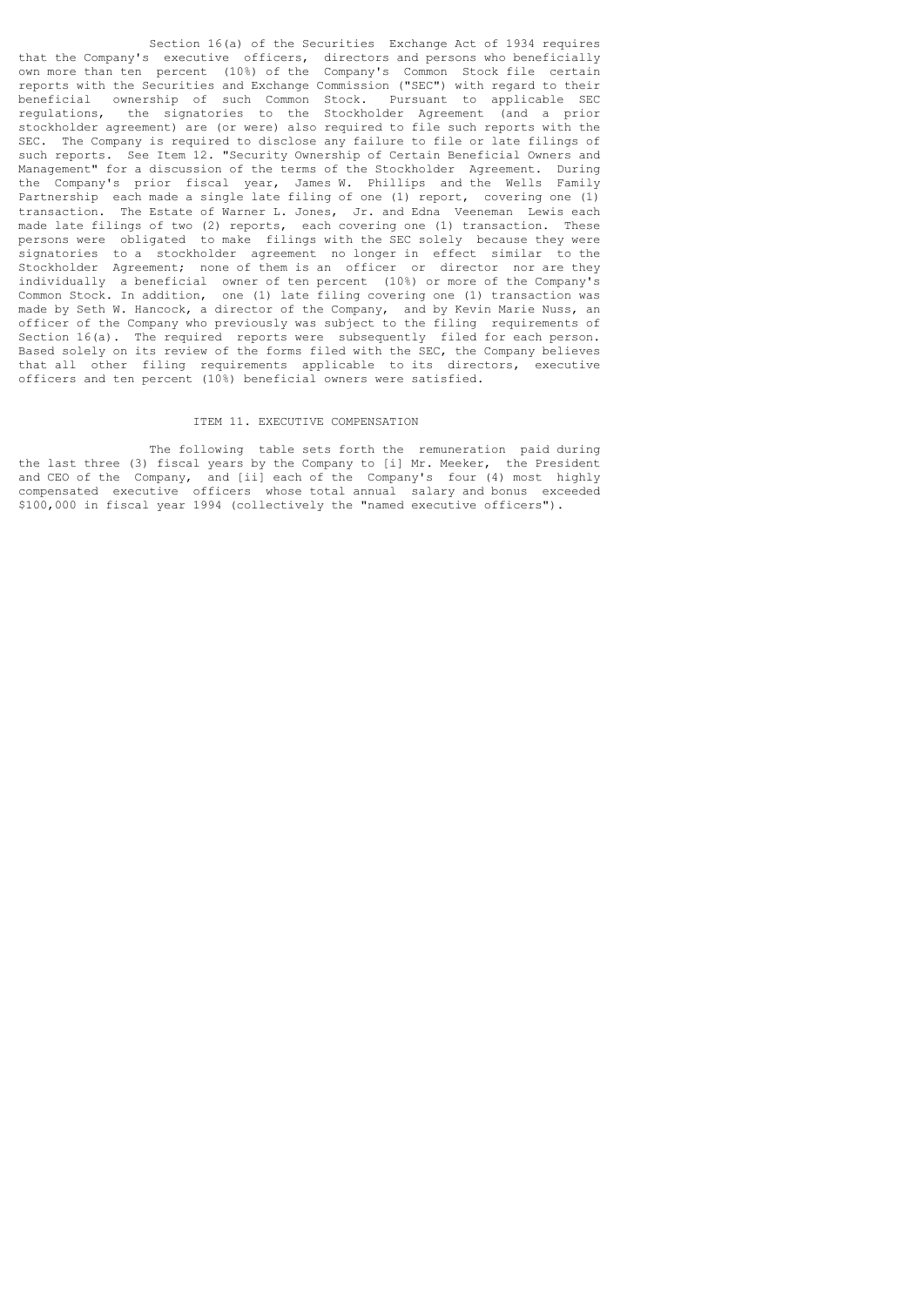Section 16(a) of the Securities Exchange Act of 1934 requires that the Company's executive officers, directors and persons who beneficially own more than ten percent (10%) of the Company's Common Stock file certain reports with the Securities and Exchange Commission ("SEC") with regard to their beneficial ownership of such Common Stock. Pursuant to applicable SEC regulations, the signatories to the Stockholder Agreement (and a prior stockholder agreement) are (or were) also required to file such reports with the SEC. The Company is required to disclose any failure to file or late filings of such reports. See Item 12. "Security Ownership of Certain Beneficial Owners and Management" for a discussion of the terms of the Stockholder Agreement. During the Company's prior fiscal year, James W. Phillips and the Wells Family Partnership each made a single late filing of one (1) report, covering one (1) transaction. The Estate of Warner L. Jones, Jr. and Edna Veeneman Lewis each made late filings of two (2) reports, each covering one (1) transaction. These persons were obligated to make filings with the SEC solely because they were signatories to a stockholder agreement no longer in effect similar to the Stockholder Agreement; none of them is an officer or director nor are they individually a beneficial owner of ten percent (10%) or more of the Company's Common Stock. In addition, one (1) late filing covering one (1) transaction was made by Seth W. Hancock, a director of the Company, and by Kevin Marie Nuss, an officer of the Company who previously was subject to the filing requirements of Section 16(a). The required reports were subsequently filed for each person. Based solely on its review of the forms filed with the SEC, the Company believes that all other filing requirements applicable to its directors, executive officers and ten percent (10%) beneficial owners were satisfied.

## ITEM 11. EXECUTIVE COMPENSATION

The following table sets forth the remuneration paid during the last three (3) fiscal years by the Company to [i] Mr. Meeker, the President and CEO of the Company, and [ii] each of the Company's four (4) most highly compensated executive officers whose total annual salary and bonus exceeded $100,000 in fiscal year 1994 (collectively the "named executive officers").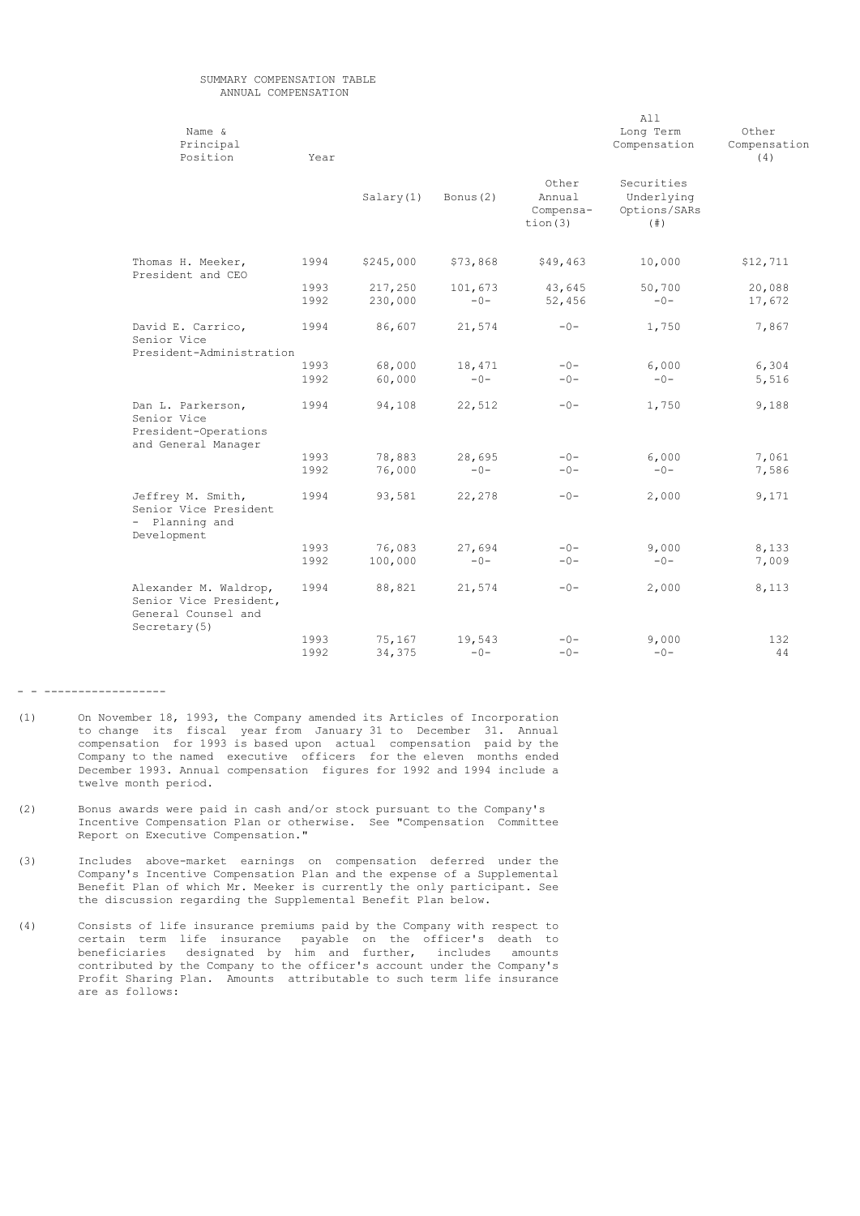SUMMARY COMPENSATION TABLE
ANNUAL COMPENSATION

| Name & Principal Position | Year | Salary(1) | Bonus(2) | Other Annual Compensa-tion(3) | All Long Term Compensation Securities Underlying Options/SARs (#) | Other Compensation (4) |
|---|---|---|---|---|---|---|
| Thomas H. Meeker, President and CEO | 1994 | $245,000 | $73,868 | $49,463 | 10,000 | $12,711 |
| | 1993 | 217,250 | 101,673 | 43,645 | 50,700 | 20,088 |
| | 1992 | 230,000 | -0- | 52,456 | -0- | 17,672 |
| David E. Carrico, Senior Vice President-Administration | 1994 | 86,607 | 21,574 | -0- | 1,750 | 7,867 |
| | 1993 | 68,000 | 18,471 | -0- | 6,000 | 6,304 |
| | 1992 | 60,000 | -0- | -0- | -0- | 5,516 |
| Dan L. Parkerson, Senior Vice President-Operations and General Manager | 1994 | 94,108 | 22,512 | -0- | 1,750 | 9,188 |
| | 1993 | 78,883 | 28,695 | -0- | 6,000 | 7,061 |
| | 1992 | 76,000 | -0- | -0- | -0- | 7,586 |
| Jeffrey M. Smith, Senior Vice President - Planning and Development | 1994 | 93,581 | 22,278 | -0- | 2,000 | 9,171 |
| | 1993 | 76,083 | 27,694 | -0- | 9,000 | 8,133 |
| | 1992 | 100,000 | -0- | -0- | -0- | 7,009 |
| Alexander M. Waldrop, Senior Vice President, General Counsel and Secretary(5) | 1994 | 88,821 | 21,574 | -0- | 2,000 | 8,113 |
| | 1993 | 75,167 | 19,543 | -0- | 9,000 | 132 |
| | 1992 | 34,375 | -0- | -0- | -0- | 44 |

- - ------------------

(1) On November 18, 1993, the Company amended its Articles of Incorporation to change its fiscal year from January 31 to December 31. Annual compensation for 1993 is based upon actual compensation paid by the Company to the named executive officers for the eleven months ended December 1993. Annual compensation figures for 1992 and 1994 include a twelve month period.

(2) Bonus awards were paid in cash and/or stock pursuant to the Company's Incentive Compensation Plan or otherwise. See "Compensation Committee Report on Executive Compensation."

(3) Includes above-market earnings on compensation deferred under the Company's Incentive Compensation Plan and the expense of a Supplemental Benefit Plan of which Mr. Meeker is currently the only participant. See the discussion regarding the Supplemental Benefit Plan below.

(4) Consists of life insurance premiums paid by the Company with respect to certain term life insurance payable on the officer's death to beneficiaries designated by him and further, includes amounts contributed by the Company to the officer's account under the Company's Profit Sharing Plan. Amounts attributable to such term life insurance are as follows: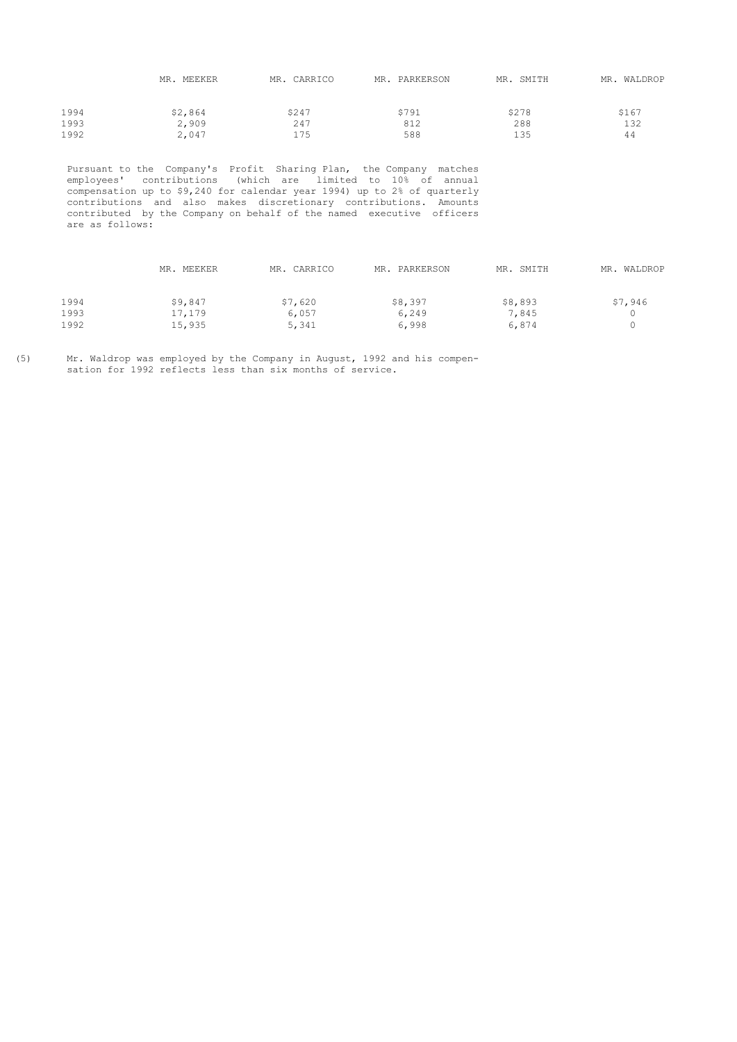| | MR. MEEKER | MR. CARRICO | MR. PARKERSON | MR. SMITH | MR. WALDROP |
|---|---|---|---|---|---|
| 1994 | $2,864 | $247 | $791 | $278 | $167 |
| 1993 | 2,909 | 247 | 812 | 288 | 132 |
| 1992 | 2,047 | 175 | 588 | 135 | 44 |

Pursuant to the Company's Profit Sharing Plan, the Company matches employees' contributions (which are limited to 10% of annual compensation up to $9,240 for calendar year 1994) up to 2% of quarterly contributions and also makes discretionary contributions. Amounts contributed by the Company on behalf of the named executive officers are as follows:

| | MR. MEEKER | MR. CARRICO | MR. PARKERSON | MR. SMITH | MR. WALDROP |
|---|---|---|---|---|---|
| 1994 | $9,847 | $7,620 | $8,397 | $8,893 | $7,946 |
| 1993 | 17,179 | 6,057 | 6,249 | 7,845 | 0 |
| 1992 | 15,935 | 5,341 | 6,998 | 6,874 | 0 |

(5) Mr. Waldrop was employed by the Company in August, 1992 and his compensation for 1992 reflects less than six months of service.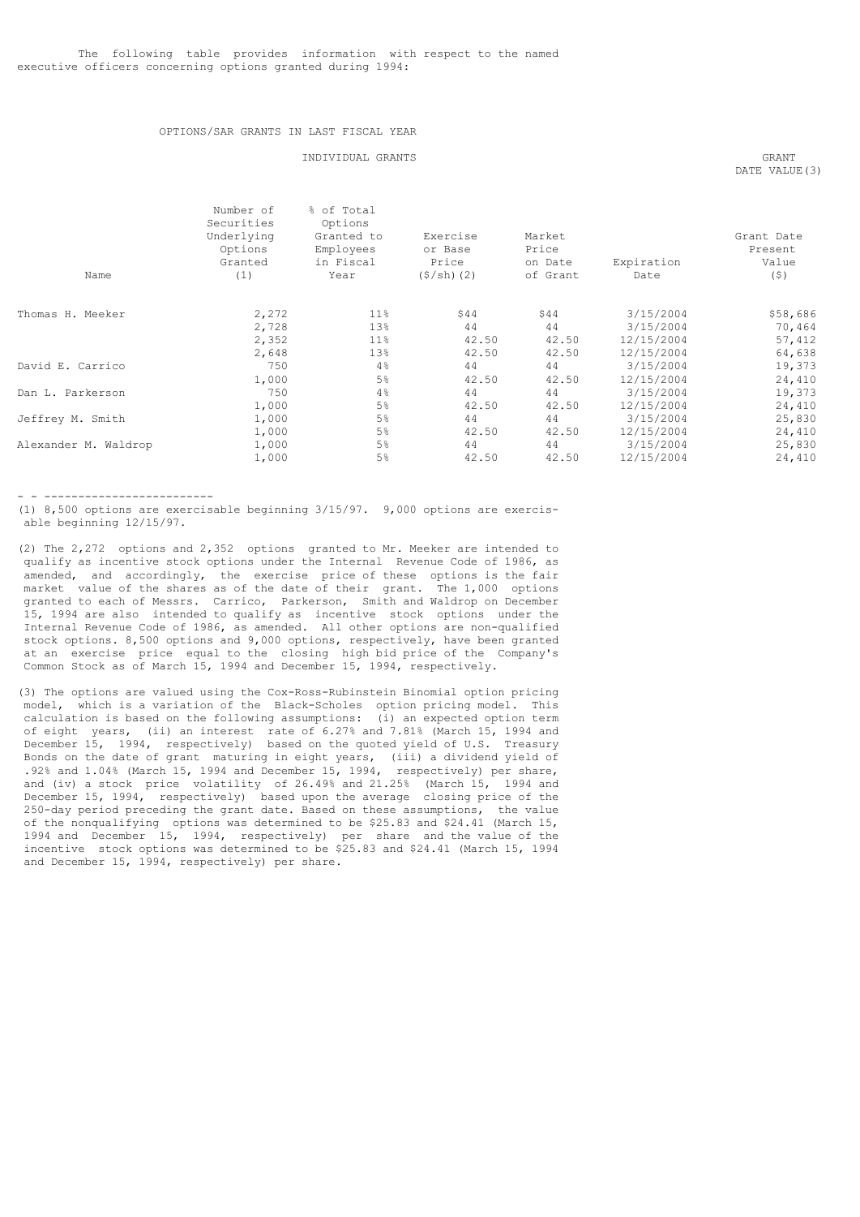The following table provides information with respect to the named executive officers concerning options granted during 1994:

OPTIONS/SAR GRANTS IN LAST FISCAL YEAR

| | INDIVIDUAL GRANTS | | | | | GRANT DATE VALUE(3) |
|---|---|---|---|---|---|---|
| Name | Number of Securities Underlying Options Granted (1) | % of Total Options Granted to Employees in Fiscal Year | Exercise or Base Price ($/sh)(2) | Market Price on Date of Grant | Expiration Date | Grant Date Present Value ($) |
| Thomas H. Meeker | 2,272 | 11% | $44 | $44 | 3/15/2004 | $58,686 |
| | 2,728 | 13% | 44 | 44 | 3/15/2004 | 70,464 |
| | 2,352 | 11% | 42.50 | 42.50 | 12/15/2004 | 57,412 |
| | 2,648 | 13% | 42.50 | 42.50 | 12/15/2004 | 64,638 |
| David E. Carrico | 750 | 4% | 44 | 44 | 3/15/2004 | 19,373 |
| | 1,000 | 5% | 42.50 | 42.50 | 12/15/2004 | 24,410 |
| Dan L. Parkerson | 750 | 4% | 44 | 44 | 3/15/2004 | 19,373 |
| | 1,000 | 5% | 42.50 | 42.50 | 12/15/2004 | 24,410 |
| Jeffrey M. Smith | 1,000 | 5% | 44 | 44 | 3/15/2004 | 25,830 |
| | 1,000 | 5% | 42.50 | 42.50 | 12/15/2004 | 24,410 |
| Alexander M. Waldrop | 1,000 | 5% | 44 | 44 | 3/15/2004 | 25,830 |
| | 1,000 | 5% | 42.50 | 42.50 | 12/15/2004 | 24,410 |

(1) 8,500 options are exercisable beginning 3/15/97. 9,000 options are exercisable beginning 12/15/97.

(2) The 2,272 options and 2,352 options granted to Mr. Meeker are intended to qualify as incentive stock options under the Internal Revenue Code of 1986, as amended, and accordingly, the exercise price of these options is the fair market value of the shares as of the date of their grant. The 1,000 options granted to each of Messrs. Carrico, Parkerson, Smith and Waldrop on December 15, 1994 are also intended to qualify as incentive stock options under the Internal Revenue Code of 1986, as amended. All other options are non-qualified stock options. 8,500 options and 9,000 options, respectively, have been granted at an exercise price equal to the closing high bid price of the Company's Common Stock as of March 15, 1994 and December 15, 1994, respectively.

(3) The options are valued using the Cox-Ross-Rubinstein Binomial option pricing model, which is a variation of the Black-Scholes option pricing model. This calculation is based on the following assumptions: (i) an expected option term of eight years, (ii) an interest rate of 6.27% and 7.81% (March 15, 1994 and December 15, 1994, respectively) based on the quoted yield of U.S. Treasury Bonds on the date of grant maturing in eight years, (iii) a dividend yield of .92% and 1.04% (March 15, 1994 and December 15, 1994, respectively) per share, and (iv) a stock price volatility of 26.49% and 21.25% (March 15, 1994 and December 15, 1994, respectively) based upon the average closing price of the 250-day period preceding the grant date. Based on these assumptions, the value of the nonqualifying options was determined to be $25.83 and $24.41 (March 15, 1994 and December 15, 1994, respectively) per share and the value of the incentive stock options was determined to be $25.83 and $24.41 (March 15, 1994 and December 15, 1994, respectively) per share.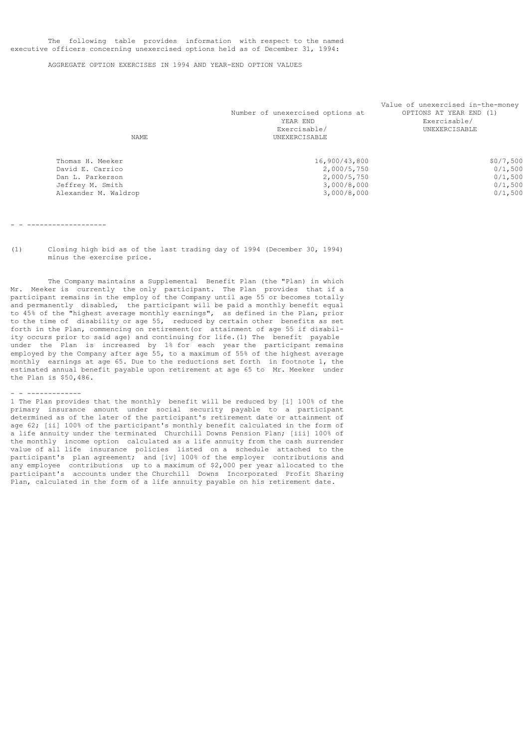The following table provides information with respect to the named executive officers concerning unexercised options held as of December 31, 1994:

AGGREGATE OPTION EXERCISES IN 1994 AND YEAR-END OPTION VALUES

| NAME | Number of unexercised options at YEAR END Exercisable/ UNEXERCISABLE | Value of unexercised in-the-money OPTIONS AT YEAR END (1) Exercisable/ UNEXERCISABLE |
|---|---|---|
| Thomas H. Meeker | 16,900/43,800 | $0/7,500 |
| David E. Carrico | 2,000/5,750 | 0/1,500 |
| Dan L. Parkerson | 2,000/5,750 | 0/1,500 |
| Jeffrey M. Smith | 3,000/8,000 | 0/1,500 |
| Alexander M. Waldrop | 3,000/8,000 | 0/1,500 |

- - -------------------

(1) Closing high bid as of the last trading day of 1994 (December 30, 1994) minus the exercise price.

The Company maintains a Supplemental Benefit Plan (the "Plan) in which Mr. Meeker is currently the only participant. The Plan provides that if a participant remains in the employ of the Company until age 55 or becomes totally and permanently disabled, the participant will be paid a monthly benefit equal to 45% of the "highest average monthly earnings", as defined in the Plan, prior to the time of disability or age 55, reduced by certain other benefits as set forth in the Plan, commencing on retirement(or attainment of age 55 if disability occurs prior to said age) and continuing for life.(1) The benefit payable under the Plan is increased by 1% for each year the participant remains employed by the Company after age 55, to a maximum of 55% of the highest average monthly earnings at age 65. Due to the reductions set forth in footnote 1, the estimated annual benefit payable upon retirement at age 65 to Mr. Meeker under the Plan is $50,486.

- - -------------

1 The Plan provides that the monthly benefit will be reduced by [i] 100% of the primary insurance amount under social security payable to a participant determined as of the later of the participant's retirement date or attainment of age 62; [ii] 100% of the participant's monthly benefit calculated in the form of a life annuity under the terminated Churchill Downs Pension Plan; [iii] 100% of the monthly income option calculated as a life annuity from the cash surrender value of all life insurance policies listed on a schedule attached to the participant's plan agreement; and [iv] 100% of the employer contributions and any employee contributions up to a maximum of $2,000 per year allocated to the participant's accounts under the Churchill Downs Incorporated Profit Sharing Plan, calculated in the form of a life annuity payable on his retirement date.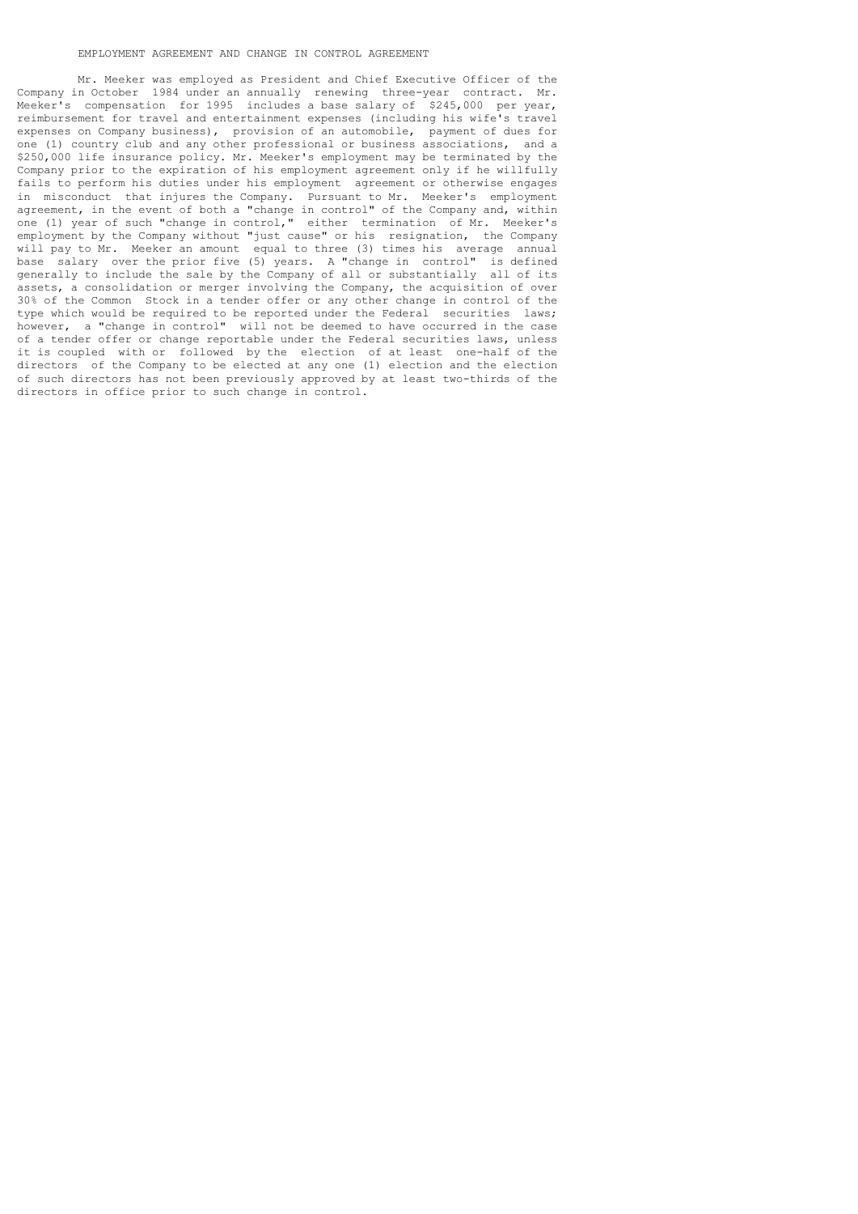## EMPLOYMENT AGREEMENT AND CHANGE IN CONTROL AGREEMENT

Mr. Meeker was employed as President and Chief Executive Officer of the Company in October 1984 under an annually renewing three-year contract. Mr. Meeker's compensation for 1995 includes a base salary of $245,000 per year, reimbursement for travel and entertainment expenses (including his wife's travel expenses on Company business), provision of an automobile, payment of dues for one (1) country club and any other professional or business associations, and a $250,000 life insurance policy. Mr. Meeker's employment may be terminated by the Company prior to the expiration of his employment agreement only if he willfully fails to perform his duties under his employment agreement or otherwise engages in misconduct that injures the Company. Pursuant to Mr. Meeker's employment agreement, in the event of both a "change in control" of the Company and, within one (1) year of such "change in control," either termination of Mr. Meeker's employment by the Company without "just cause" or his resignation, the Company will pay to Mr. Meeker an amount equal to three (3) times his average annual base salary over the prior five (5) years. A "change in control" is defined generally to include the sale by the Company of all or substantially all of its assets, a consolidation or merger involving the Company, the acquisition of over 30% of the Common Stock in a tender offer or any other change in control of the type which would be required to be reported under the Federal securities laws; however, a "change in control" will not be deemed to have occurred in the case of a tender offer or change reportable under the Federal securities laws, unless it is coupled with or followed by the election of at least one-half of the directors of the Company to be elected at any one (1) election and the election of such directors has not been previously approved by at least two-thirds of the directors in office prior to such change in control.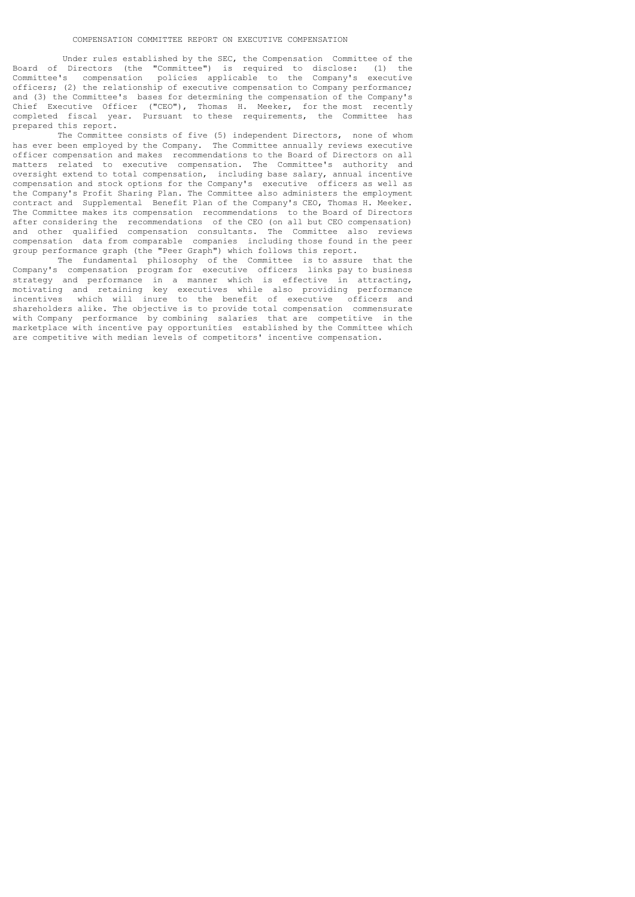## COMPENSATION COMMITTEE REPORT ON EXECUTIVE COMPENSATION

Under rules established by the SEC, the Compensation Committee of the Board of Directors (the "Committee") is required to disclose: (1) the Committee's compensation policies applicable to the Company's executive officers; (2) the relationship of executive compensation to Company performance; and (3) the Committee's bases for determining the compensation of the Company's Chief Executive Officer ("CEO"), Thomas H. Meeker, for the most recently completed fiscal year. Pursuant to these requirements, the Committee has prepared this report.

The Committee consists of five (5) independent Directors, none of whom has ever been employed by the Company. The Committee annually reviews executive officer compensation and makes recommendations to the Board of Directors on all matters related to executive compensation. The Committee's authority and oversight extend to total compensation, including base salary, annual incentive compensation and stock options for the Company's executive officers as well as the Company's Profit Sharing Plan. The Committee also administers the employment contract and Supplemental Benefit Plan of the Company's CEO, Thomas H. Meeker. The Committee makes its compensation recommendations to the Board of Directors after considering the recommendations of the CEO (on all but CEO compensation) and other qualified compensation consultants. The Committee also reviews compensation data from comparable companies including those found in the peer group performance graph (the "Peer Graph") which follows this report.

The fundamental philosophy of the Committee is to assure that the Company's compensation program for executive officers links pay to business strategy and performance in a manner which is effective in attracting, motivating and retaining key executives while also providing performance incentives which will inure to the benefit of executive officers and shareholders alike. The objective is to provide total compensation commensurate with Company performance by combining salaries that are competitive in the marketplace with incentive pay opportunities established by the Committee which are competitive with median levels of competitors' incentive compensation.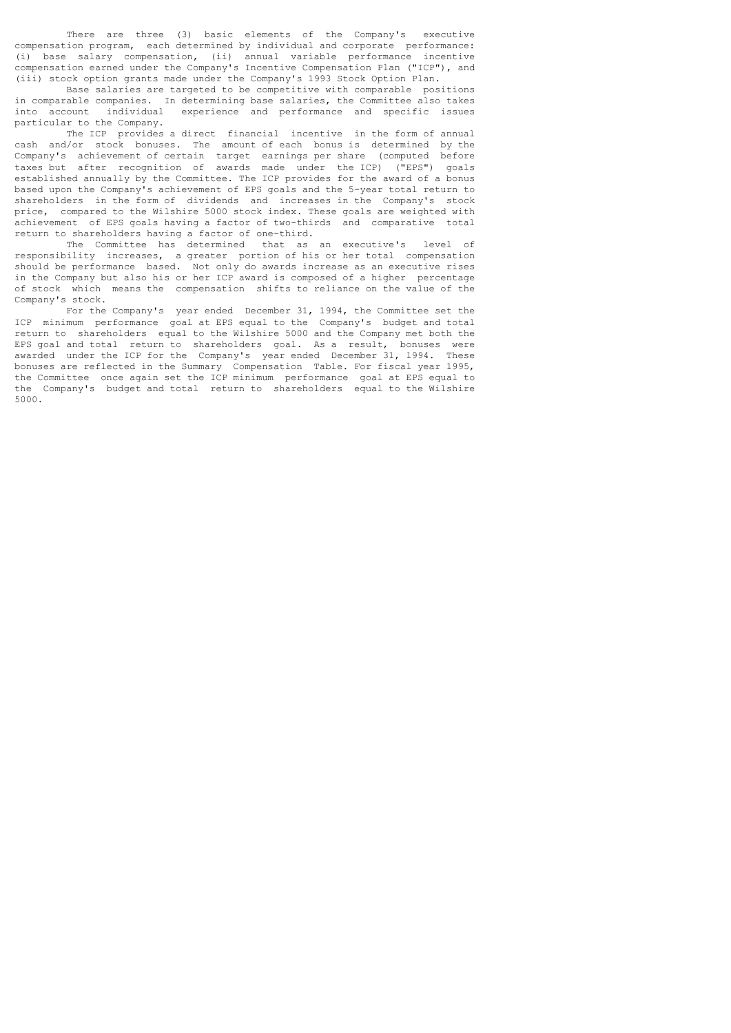There are three (3) basic elements of the Company's executive compensation program, each determined by individual and corporate performance: (i) base salary compensation, (ii) annual variable performance incentive compensation earned under the Company's Incentive Compensation Plan ("ICP"), and (iii) stock option grants made under the Company's 1993 Stock Option Plan.

Base salaries are targeted to be competitive with comparable positions in comparable companies. In determining base salaries, the Committee also takes into account individual experience and performance and specific issues particular to the Company.

The ICP provides a direct financial incentive in the form of annual cash and/or stock bonuses. The amount of each bonus is determined by the Company's achievement of certain target earnings per share (computed before taxes but after recognition of awards made under the ICP) ("EPS") goals established annually by the Committee. The ICP provides for the award of a bonus based upon the Company's achievement of EPS goals and the 5-year total return to shareholders in the form of dividends and increases in the Company's stock price, compared to the Wilshire 5000 stock index. These goals are weighted with achievement of EPS goals having a factor of two-thirds and comparative total return to shareholders having a factor of one-third.

The Committee has determined that as an executive's level of responsibility increases, a greater portion of his or her total compensation should be performance based. Not only do awards increase as an executive rises in the Company but also his or her ICP award is composed of a higher percentage of stock which means the compensation shifts to reliance on the value of the Company's stock.

For the Company's year ended December 31, 1994, the Committee set the ICP minimum performance goal at EPS equal to the Company's budget and total return to shareholders equal to the Wilshire 5000 and the Company met both the EPS goal and total return to shareholders goal. As a result, bonuses were awarded under the ICP for the Company's year ended December 31, 1994. These bonuses are reflected in the Summary Compensation Table. For fiscal year 1995, the Committee once again set the ICP minimum performance goal at EPS equal to the Company's budget and total return to shareholders equal to the Wilshire 5000.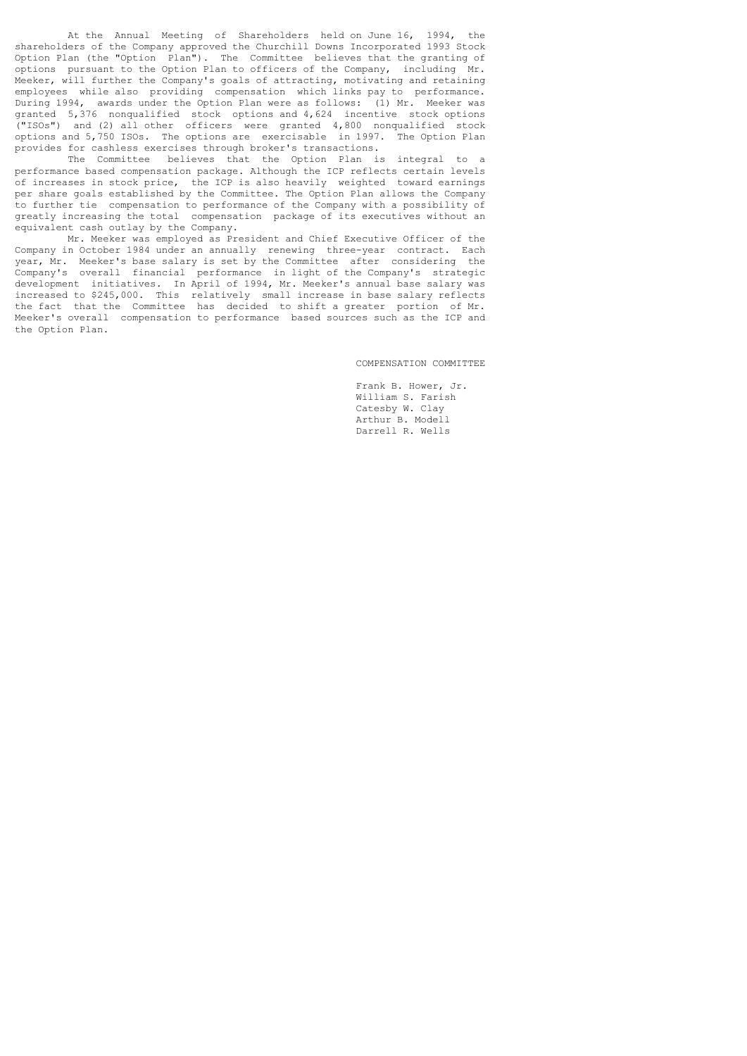At the Annual Meeting of Shareholders held on June 16, 1994, the shareholders of the Company approved the Churchill Downs Incorporated 1993 Stock Option Plan (the "Option Plan"). The Committee believes that the granting of options pursuant to the Option Plan to officers of the Company, including Mr. Meeker, will further the Company's goals of attracting, motivating and retaining employees while also providing compensation which links pay to performance. During 1994, awards under the Option Plan were as follows: (1) Mr. Meeker was granted 5,376 nonqualified stock options and 4,624 incentive stock options ("ISOs") and (2) all other officers were granted 4,800 nonqualified stock options and 5,750 ISOs. The options are exercisable in 1997. The Option Plan provides for cashless exercises through broker's transactions.

The Committee believes that the Option Plan is integral to a performance based compensation package. Although the ICP reflects certain levels of increases in stock price, the ICP is also heavily weighted toward earnings per share goals established by the Committee. The Option Plan allows the Company to further tie compensation to performance of the Company with a possibility of greatly increasing the total compensation package of its executives without an equivalent cash outlay by the Company.

Mr. Meeker was employed as President and Chief Executive Officer of the Company in October 1984 under an annually renewing three-year contract. Each year, Mr. Meeker's base salary is set by the Committee after considering the Company's overall financial performance in light of the Company's strategic development initiatives. In April of 1994, Mr. Meeker's annual base salary was increased to $245,000. This relatively small increase in base salary reflects the fact that the Committee has decided to shift a greater portion of Mr. Meeker's overall compensation to performance based sources such as the ICP and the Option Plan.

COMPENSATION COMMITTEE

Frank B. Hower, Jr.
William S. Farish
Catesby W. Clay
Arthur B. Modell
Darrell R. Wells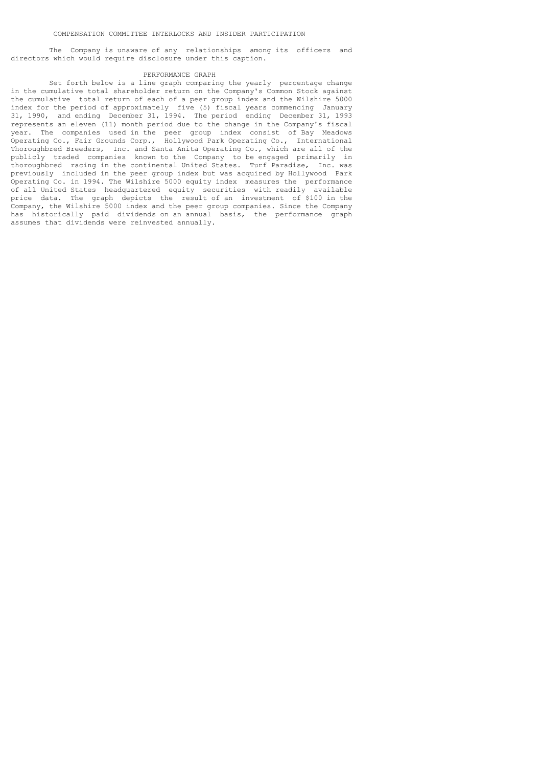## COMPENSATION COMMITTEE INTERLOCKS AND INSIDER PARTICIPATION

The Company is unaware of any relationships among its officers and directors which would require disclosure under this caption.

## PERFORMANCE GRAPH

Set forth below is a line graph comparing the yearly percentage change in the cumulative total shareholder return on the Company's Common Stock against the cumulative total return of each of a peer group index and the Wilshire 5000 index for the period of approximately five (5) fiscal years commencing January 31, 1990, and ending December 31, 1994. The period ending December 31, 1993 represents an eleven (11) month period due to the change in the Company's fiscal year. The companies used in the peer group index consist of Bay Meadows Operating Co., Fair Grounds Corp., Hollywood Park Operating Co., International Thoroughbred Breeders, Inc. and Santa Anita Operating Co., which are all of the publicly traded companies known to the Company to be engaged primarily in thoroughbred racing in the continental United States. Turf Paradise, Inc. was previously included in the peer group index but was acquired by Hollywood Park Operating Co. in 1994. The Wilshire 5000 equity index measures the performance of all United States headquartered equity securities with readily available price data. The graph depicts the result of an investment of $100 in the Company, the Wilshire 5000 index and the peer group companies. Since the Company has historically paid dividends on an annual basis, the performance graph assumes that dividends were reinvested annually.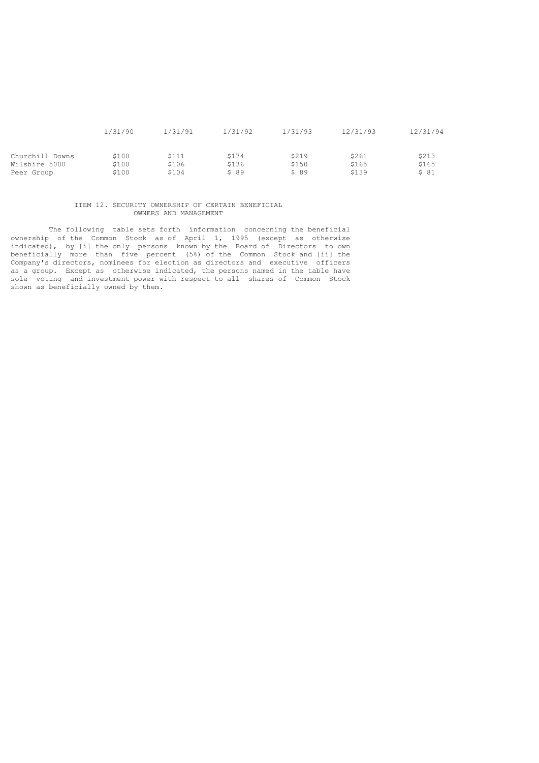| | 1/31/90 | 1/31/91 | 1/31/92 | 1/31/93 | 12/31/93 | 12/31/94 |
|---|---|---|---|---|---|---|
| Churchill Downs | $100 | $111 | $174 | $219 | $261 | $213 |
| Wilshire 5000 | $100 | $106 | $136 | $150 | $165 | $165 |
| Peer Group | $100 | $104 | $ 89 | $ 89 | $139 | $ 81 |

## ITEM 12. SECURITY OWNERSHIP OF CERTAIN BENEFICIAL OWNERS AND MANAGEMENT

The following table sets forth information concerning the beneficial ownership of the Common Stock as of April 1, 1995 (except as otherwise indicated), by [i] the only persons known by the Board of Directors to own beneficially more than five percent (5%) of the Common Stock and [ii] the Company's directors, nominees for election as directors and executive officers as a group. Except as otherwise indicated, the persons named in the table have sole voting and investment power with respect to all shares of Common Stock shown as beneficially owned by them.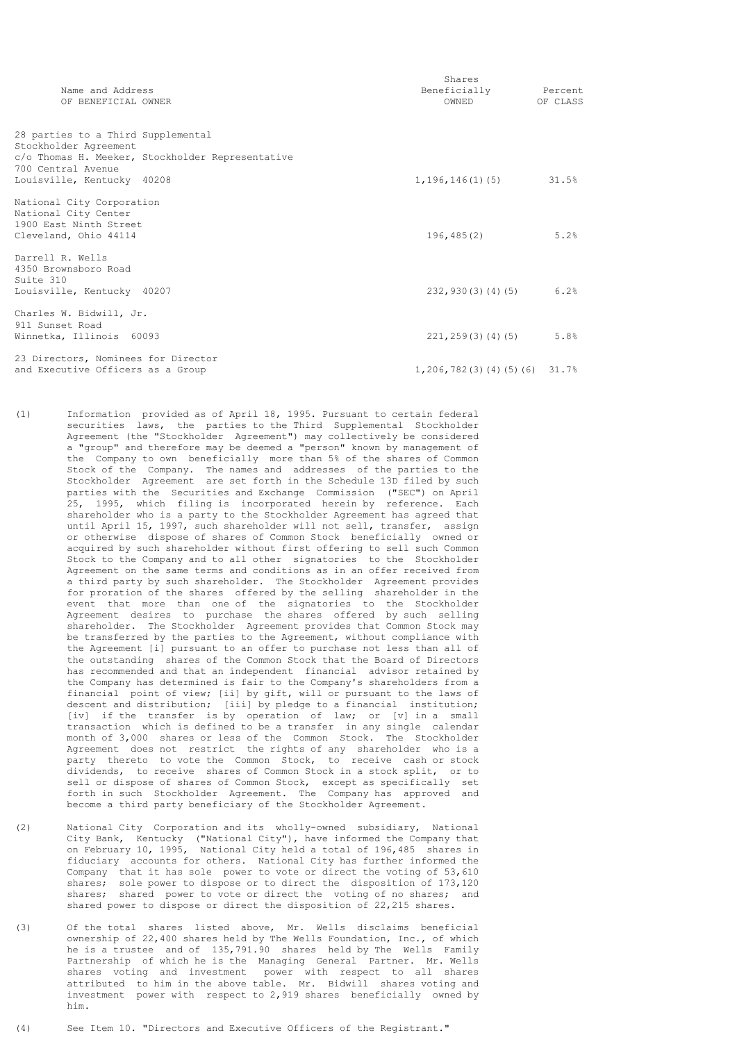| Name and Address OF BENEFICIAL OWNER | Shares Beneficially OWNED | Percent OF CLASS |
|---|---|---|
| 28 parties to a Third Supplemental Stockholder Agreement c/o Thomas H. Meeker, Stockholder Representative 700 Central Avenue Louisville, Kentucky 40208 | 1,196,146(1)(5) | 31.5% |
| National City Corporation National City Center 1900 East Ninth Street Cleveland, Ohio 44114 | 196,485(2) | 5.2% |
| Darrell R. Wells 4350 Brownsboro Road Suite 310 Louisville, Kentucky 40207 | 232,930(3)(4)(5) | 6.2% |
| Charles W. Bidwill, Jr. 911 Sunset Road Winnetka, Illinois 60093 | 221,259(3)(4)(5) | 5.8% |
| 23 Directors, Nominees for Director and Executive Officers as a Group | 1,206,782(3)(4)(5)(6) | 31.7% |

(1) Information provided as of April 18, 1995. Pursuant to certain federal securities laws, the parties to the Third Supplemental Stockholder Agreement (the "Stockholder Agreement") may collectively be considered a "group" and therefore may be deemed a "person" known by management of the Company to own beneficially more than 5% of the shares of Common Stock of the Company. The names and addresses of the parties to the Stockholder Agreement are set forth in the Schedule 13D filed by such parties with the Securities and Exchange Commission ("SEC") on April 25, 1995, which filing is incorporated herein by reference. Each shareholder who is a party to the Stockholder Agreement has agreed that until April 15, 1997, such shareholder will not sell, transfer, assign or otherwise dispose of shares of Common Stock beneficially owned or acquired by such shareholder without first offering to sell such Common Stock to the Company and to all other signatories to the Stockholder Agreement on the same terms and conditions as in an offer received from a third party by such shareholder. The Stockholder Agreement provides for proration of the shares offered by the selling shareholder in the event that more than one of the signatories to the Stockholder Agreement desires to purchase the shares offered by such selling shareholder. The Stockholder Agreement provides that Common Stock may be transferred by the parties to the Agreement, without compliance with the Agreement [i] pursuant to an offer to purchase not less than all of the outstanding shares of the Common Stock that the Board of Directors has recommended and that an independent financial advisor retained by the Company has determined is fair to the Company's shareholders from a financial point of view; [ii] by gift, will or pursuant to the laws of descent and distribution; [iii] by pledge to a financial institution; [iv] if the transfer is by operation of law; or [v] in a small transaction which is defined to be a transfer in any single calendar month of 3,000 shares or less of the Common Stock. The Stockholder Agreement does not restrict the rights of any shareholder who is a party thereto to vote the Common Stock, to receive cash or stock dividends, to receive shares of Common Stock in a stock split, or to sell or dispose of shares of Common Stock, except as specifically set forth in such Stockholder Agreement. The Company has approved and become a third party beneficiary of the Stockholder Agreement.

(2) National City Corporation and its wholly-owned subsidiary, National City Bank, Kentucky ("National City"), have informed the Company that on February 10, 1995, National City held a total of 196,485 shares in fiduciary accounts for others. National City has further informed the Company that it has sole power to vote or direct the voting of 53,610 shares; sole power to dispose or to direct the disposition of 173,120 shares; shared power to vote or direct the voting of no shares; and shared power to dispose or direct the disposition of 22,215 shares.

(3) Of the total shares listed above, Mr. Wells disclaims beneficial ownership of 22,400 shares held by The Wells Foundation, Inc., of which he is a trustee and of 135,791.90 shares held by The Wells Family Partnership of which he is the Managing General Partner. Mr. Wells shares voting and investment power with respect to all shares attributed to him in the above table. Mr. Bidwill shares voting and investment power with respect to 2,919 shares beneficially owned by him.

(4) See Item 10. "Directors and Executive Officers of the Registrant."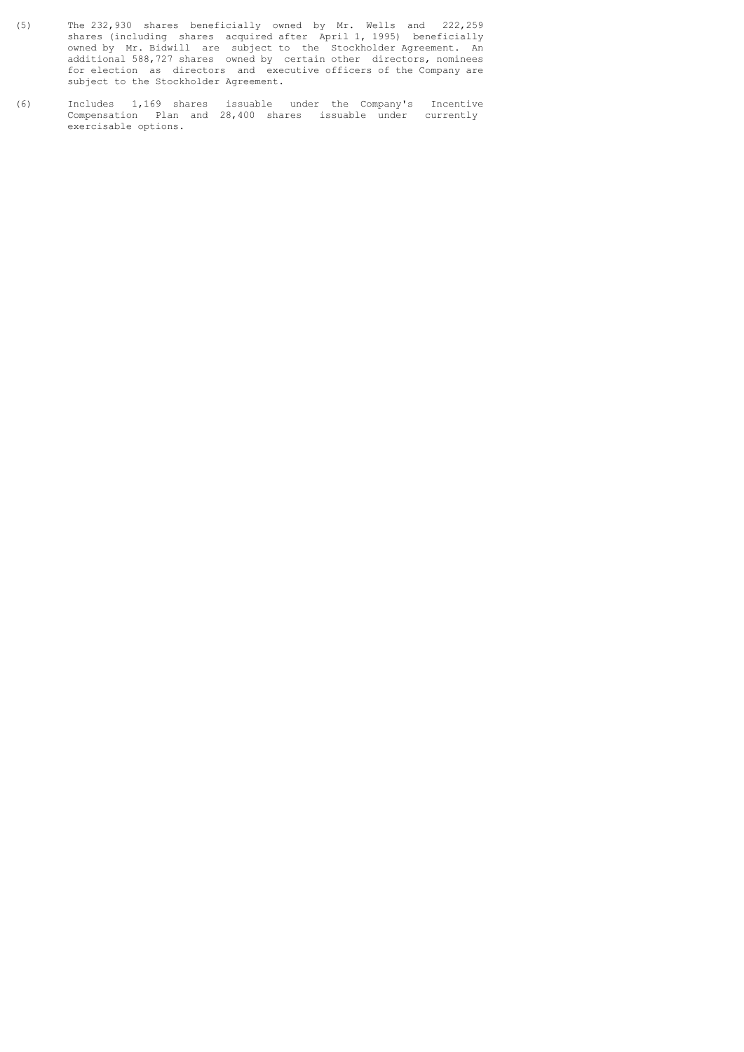(5) The 232,930 shares beneficially owned by Mr. Wells and 222,259 shares (including shares acquired after April 1, 1995) beneficially owned by Mr. Bidwill are subject to the Stockholder Agreement. An additional 588,727 shares owned by certain other directors, nominees for election as directors and executive officers of the Company are subject to the Stockholder Agreement.

(6) Includes 1,169 shares issuable under the Company's Incentive Compensation Plan and 28,400 shares issuable under currently exercisable options.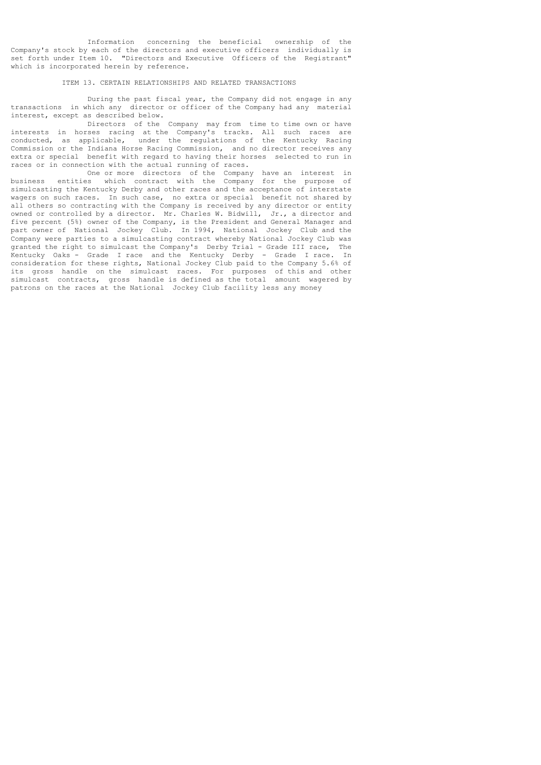Information concerning the beneficial ownership of the Company's stock by each of the directors and executive officers individually is set forth under Item 10. "Directors and Executive Officers of the Registrant" which is incorporated herein by reference.

## ITEM 13. CERTAIN RELATIONSHIPS AND RELATED TRANSACTIONS

During the past fiscal year, the Company did not engage in any transactions in which any director or officer of the Company had any material interest, except as described below.

Directors of the Company may from time to time own or have interests in horses racing at the Company's tracks. All such races are conducted, as applicable, under the regulations of the Kentucky Racing Commission or the Indiana Horse Racing Commission, and no director receives any extra or special benefit with regard to having their horses selected to run in races or in connection with the actual running of races.

One or more directors of the Company have an interest in business entities which contract with the Company for the purpose of simulcasting the Kentucky Derby and other races and the acceptance of interstate wagers on such races. In such case, no extra or special benefit not shared by all others so contracting with the Company is received by any director or entity owned or controlled by a director. Mr. Charles W. Bidwill, Jr., a director and five percent (5%) owner of the Company, is the President and General Manager and part owner of National Jockey Club. In 1994, National Jockey Club and the Company were parties to a simulcasting contract whereby National Jockey Club was granted the right to simulcast the Company's Derby Trial - Grade III race, The Kentucky Oaks - Grade I race and the Kentucky Derby - Grade I race. In consideration for these rights, National Jockey Club paid to the Company 5.6% of its gross handle on the simulcast races. For purposes of this and other simulcast contracts, gross handle is defined as the total amount wagered by patrons on the races at the National Jockey Club facility less any money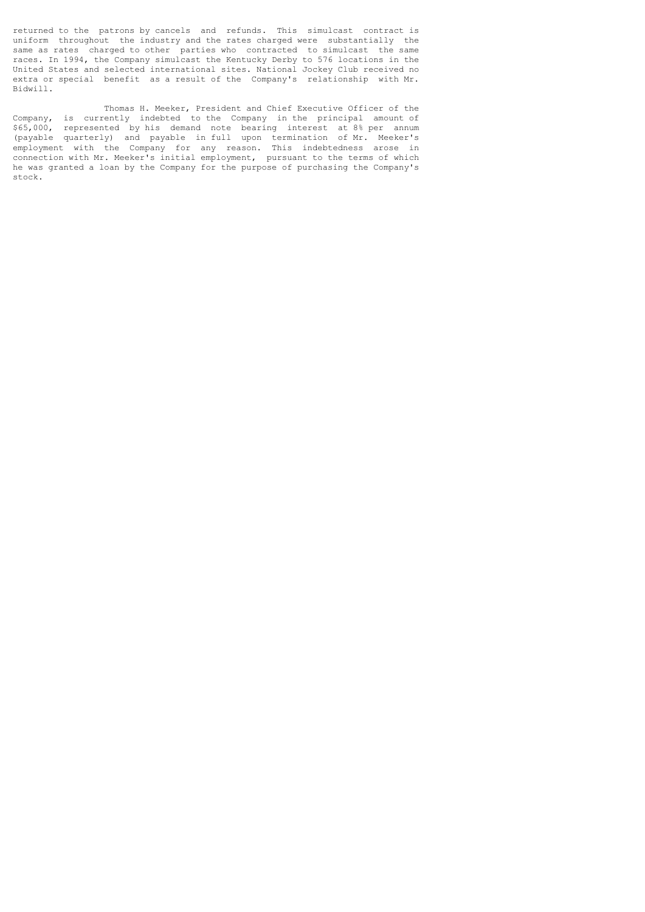returned to the patrons by cancels and refunds. This simulcast contract is uniform throughout the industry and the rates charged were substantially the same as rates charged to other parties who contracted to simulcast the same races. In 1994, the Company simulcast the Kentucky Derby to 576 locations in the United States and selected international sites. National Jockey Club received no extra or special benefit as a result of the Company's relationship with Mr. Bidwill.

Thomas H. Meeker, President and Chief Executive Officer of the Company, is currently indebted to the Company in the principal amount of $65,000, represented by his demand note bearing interest at 8% per annum (payable quarterly) and payable in full upon termination of Mr. Meeker's employment with the Company for any reason. This indebtedness arose in connection with Mr. Meeker's initial employment, pursuant to the terms of which he was granted a loan by the Company for the purpose of purchasing the Company's stock.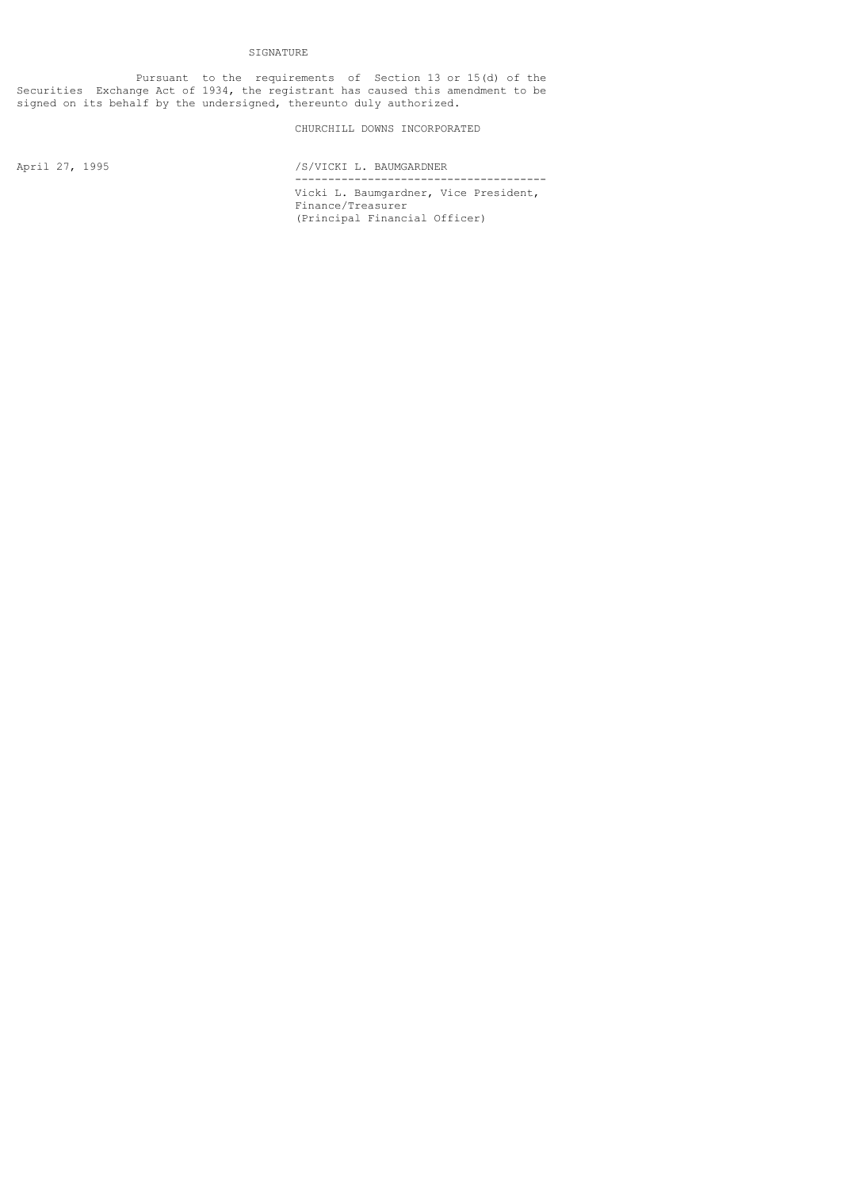## SIGNATURE

Pursuant to the requirements of Section 13 or 15(d) of the Securities Exchange Act of 1934, the registrant has caused this amendment to be signed on its behalf by the undersigned, thereunto duly authorized.

CHURCHILL DOWNS INCORPORATED

April 27, 1995

/S/VICKI L. BAUMGARDNER

---

Vicki L. Baumgardner, Vice President, Finance/Treasurer
(Principal Financial Officer)